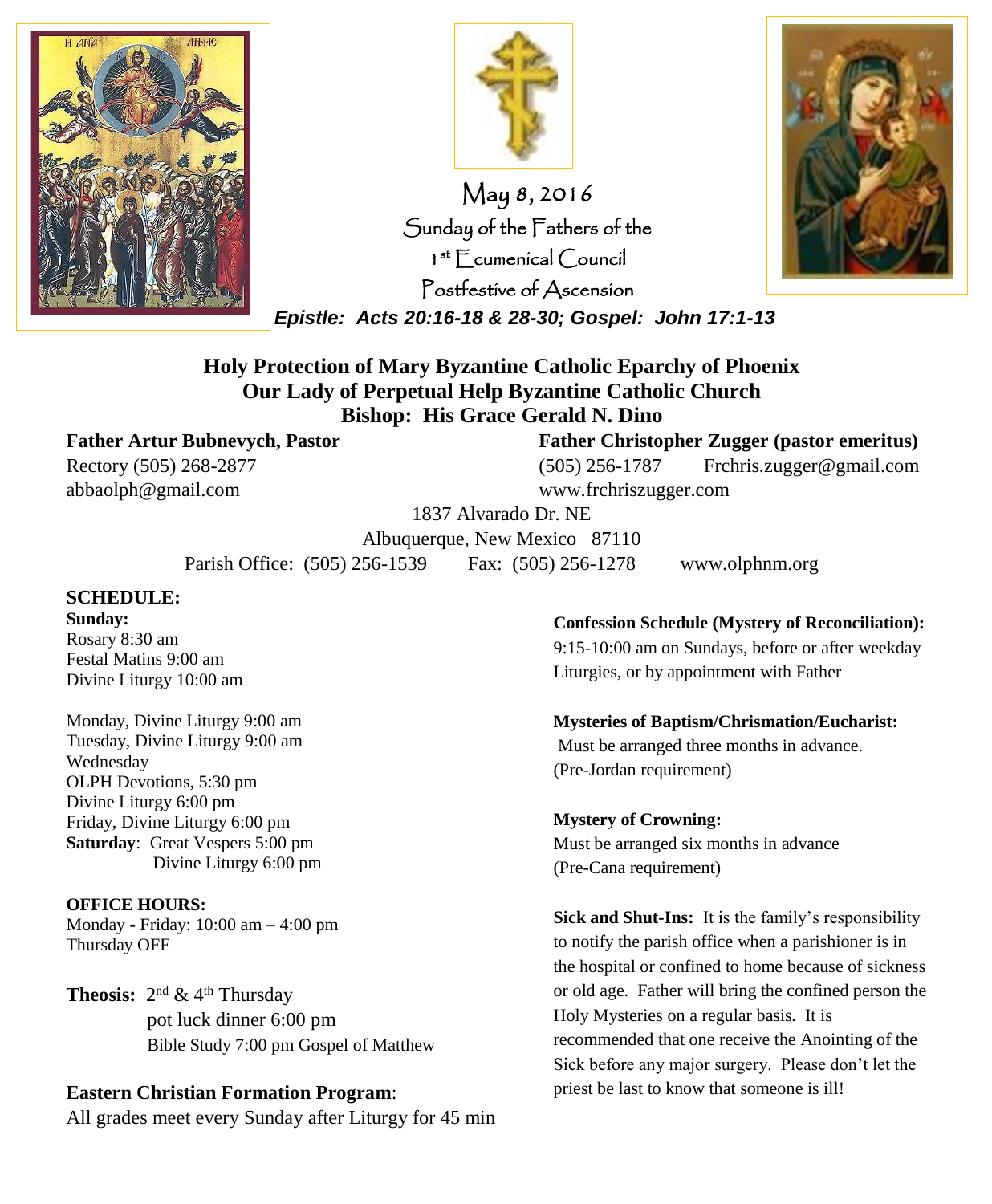May 8, 2016

Sunday of the Fathers of the

1st Ecumenical Council

Postfestive of Ascension

***Epistle: Acts 20:16-18 & 28-30; Gospel: John 17:1-13***

## Holy Protection of Mary Byzantine Catholic Eparchy of Phoenix
## Our Lady of Perpetual Help Byzantine Catholic Church
## Bishop: His Grace Gerald N. Dino

**Father Artur Bubnevych, Pastor**
Rectory (505) 268-2877
abbaolph@gmail.com

**Father Christopher Zugger (pastor emeritus)**
(505) 256-1787 Frchris.zugger@gmail.com
www.frchriszugger.com

1837 Alvarado Dr. NE
Albuquerque, New Mexico 87110
Parish Office: (505) 256-1539 Fax: (505) 256-1278 www.olphnm.org

### SCHEDULE:

**Sunday:**
Rosary 8:30 am
Festal Matins 9:00 am
Divine Liturgy 10:00 am

Monday, Divine Liturgy 9:00 am
Tuesday, Divine Liturgy 9:00 am
Wednesday
OLPH Devotions, 5:30 pm
Divine Liturgy 6:00 pm
Friday, Divine Liturgy 6:00 pm
**Saturday**: Great Vespers 5:00 pm
Divine Liturgy 6:00 pm

**OFFICE HOURS:**
Monday - Friday: 10:00 am – 4:00 pm
Thursday OFF

**Theosis:** 2nd & 4th Thursday
pot luck dinner 6:00 pm
Bible Study 7:00 pm Gospel of Matthew

**Eastern Christian Formation Program**:
All grades meet every Sunday after Liturgy for 45 min

**Confession Schedule (Mystery of Reconciliation):**
9:15-10:00 am on Sundays, before or after weekday Liturgies, or by appointment with Father

**Mysteries of Baptism/Chrismation/Eucharist:**
Must be arranged three months in advance.
(Pre-Jordan requirement)

**Mystery of Crowning:**
Must be arranged six months in advance
(Pre-Cana requirement)

**Sick and Shut-Ins:** It is the family's responsibility to notify the parish office when a parishioner is in the hospital or confined to home because of sickness or old age. Father will bring the confined person the Holy Mysteries on a regular basis. It is recommended that one receive the Anointing of the Sick before any major surgery. Please don't let the priest be last to know that someone is ill!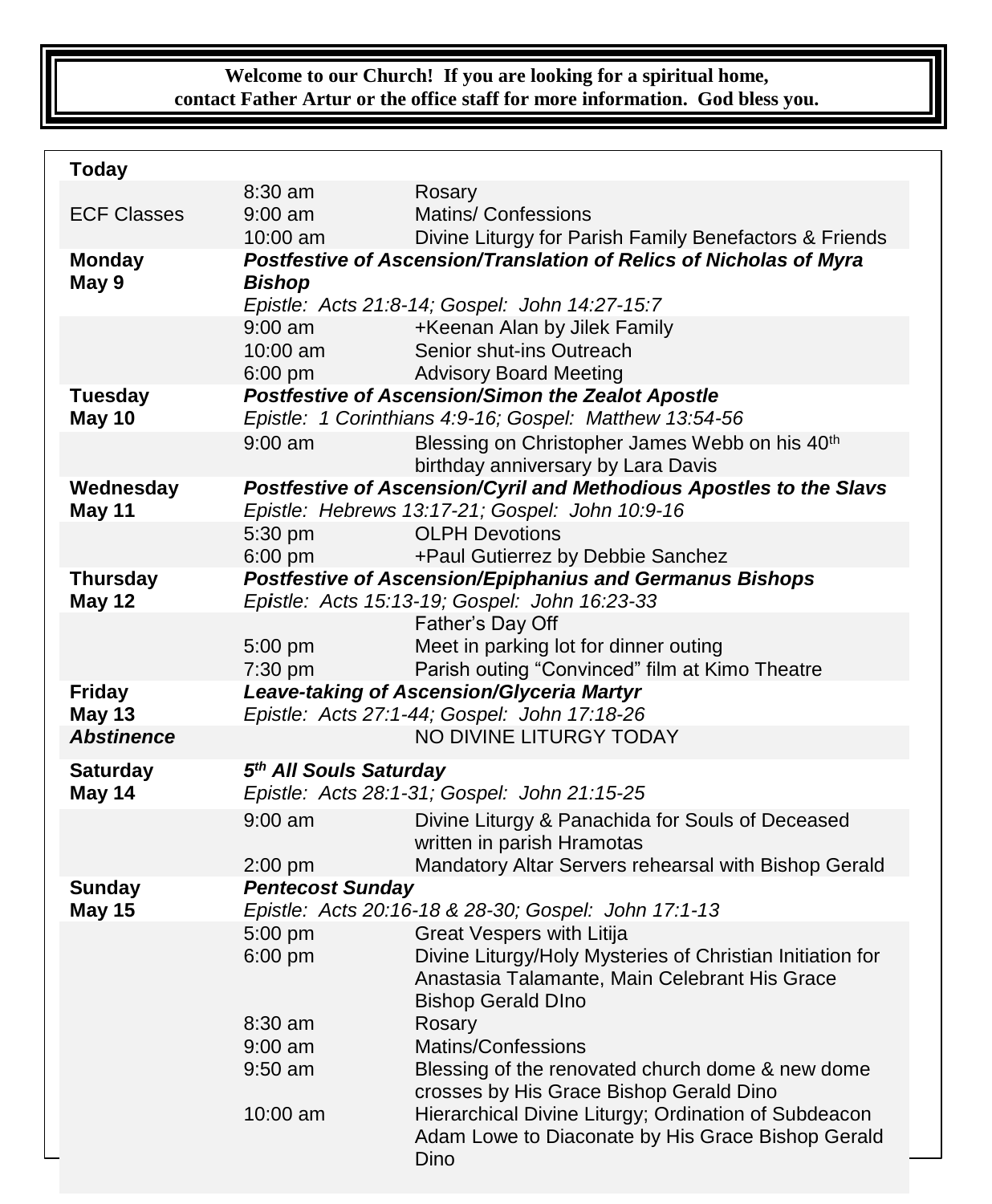**Welcome to our Church! If you are looking for a spiritual home, contact Father Artur or the office staff for more information. God bless you.**

| | | |
|---|---|---|
| **Today** | | |
| | 8:30 am | Rosary |
| ECF Classes | 9:00 am | Matins/ Confessions |
| | 10:00 am | Divine Liturgy for Parish Family Benefactors & Friends |
| **Monday** **May 9** | ***Postfestive of Ascension/Translation of Relics of Nicholas of Myra Bishop*** *Epistle: Acts 21:8-14; Gospel: John 14:27-15:7* | |
| | 9:00 am | +Keenan Alan by Jilek Family |
| | 10:00 am | Senior shut-ins Outreach |
| | 6:00 pm | Advisory Board Meeting |
| **Tuesday** **May 10** | ***Postfestive of Ascension/Simon the Zealot Apostle*** *Epistle: 1 Corinthians 4:9-16; Gospel: Matthew 13:54-56* | |
| | 9:00 am | Blessing on Christopher James Webb on his 40th birthday anniversary by Lara Davis |
| **Wednesday** **May 11** | ***Postfestive of Ascension/Cyril and Methodious Apostles to the Slavs*** *Epistle: Hebrews 13:17-21; Gospel: John 10:9-16* | |
| | 5:30 pm | OLPH Devotions |
| | 6:00 pm | +Paul Gutierrez by Debbie Sanchez |
| **Thursday** **May 12** | ***Postfestive of Ascension/Epiphanius and Germanus Bishops*** *Epistle: Acts 15:13-19; Gospel: John 16:23-33* | |
| | | Father's Day Off |
| | 5:00 pm | Meet in parking lot for dinner outing |
| | 7:30 pm | Parish outing "Convinced" film at Kimo Theatre |
| **Friday** **May 13** | ***Leave-taking of Ascension/Glyceria Martyr*** *Epistle: Acts 27:1-44; Gospel: John 17:18-26* | |
| ***Abstinence*** | | NO DIVINE LITURGY TODAY |
| **Saturday** **May 14** | ***5th All Souls Saturday*** *Epistle: Acts 28:1-31; Gospel: John 21:15-25* | |
| | 9:00 am | Divine Liturgy & Panachida for Souls of Deceased written in parish Hramotas |
| | 2:00 pm | Mandatory Altar Servers rehearsal with Bishop Gerald |
| **Sunday** **May 15** | ***Pentecost Sunday*** *Epistle: Acts 20:16-18 & 28-30; Gospel: John 17:1-13* | |
| | 5:00 pm | Great Vespers with Litija |
| | 6:00 pm | Divine Liturgy/Holy Mysteries of Christian Initiation for Anastasia Talamante, Main Celebrant His Grace Bishop Gerald DIno |
| | 8:30 am | Rosary |
| | 9:00 am | Matins/Confessions |
| | 9:50 am | Blessing of the renovated church dome & new dome crosses by His Grace Bishop Gerald Dino |
| | 10:00 am | Hierarchical Divine Liturgy; Ordination of Subdeacon Adam Lowe to Diaconate by His Grace Bishop Gerald Dino |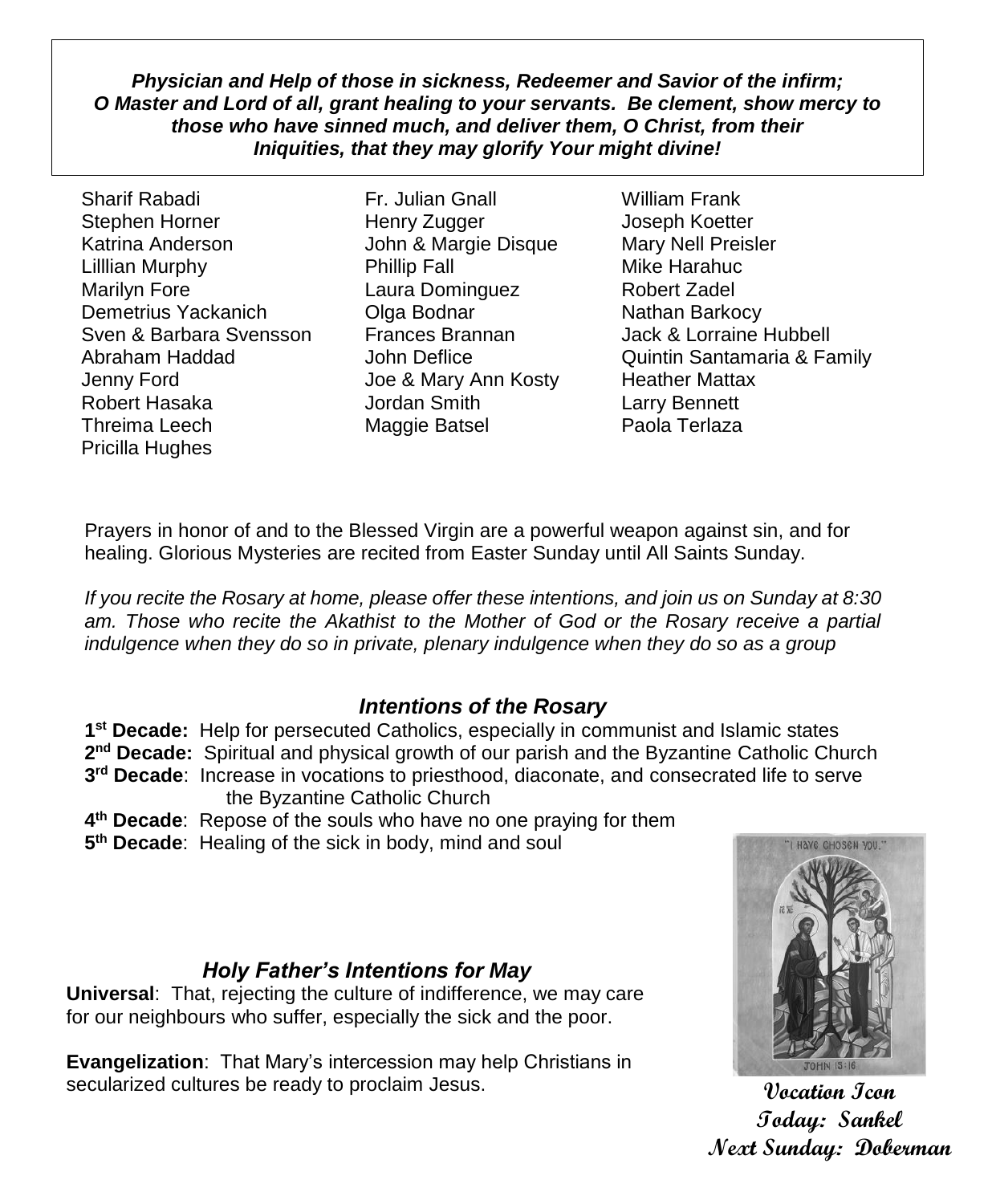***Physician and Help of those in sickness, Redeemer and Savior of the infirm; O Master and Lord of all, grant healing to your servants. Be clement, show mercy to those who have sinned much, and deliver them, O Christ, from their Iniquities, that they may glorify Your might divine!***

Sharif Rabadi
Stephen Horner
Katrina Anderson
Lilllian Murphy
Marilyn Fore
Demetrius Yackanich
Sven & Barbara Svensson
Abraham Haddad
Jenny Ford
Robert Hasaka
Threima Leech
Pricilla Hughes
Fr. Julian Gnall
Henry Zugger
John & Margie Disque
Phillip Fall
Laura Dominguez
Olga Bodnar
Frances Brannan
John Deflice
Joe & Mary Ann Kosty
Jordan Smith
Maggie Batsel
William Frank
Joseph Koetter
Mary Nell Preisler
Mike Harahuc
Robert Zadel
Nathan Barkocy
Jack & Lorraine Hubbell
Quintin Santamaria & Family
Heather Mattax
Larry Bennett
Paola Terlaza

Prayers in honor of and to the Blessed Virgin are a powerful weapon against sin, and for healing. Glorious Mysteries are recited from Easter Sunday until All Saints Sunday.

*If you recite the Rosary at home, please offer these intentions, and join us on Sunday at 8:30 am. Those who recite the Akathist to the Mother of God or the Rosary receive a partial indulgence when they do so in private, plenary indulgence when they do so as a group*

### *Intentions of the Rosary*

**1st Decade:** Help for persecuted Catholics, especially in communist and Islamic states
**2nd Decade:** Spiritual and physical growth of our parish and the Byzantine Catholic Church
**3rd Decade**: Increase in vocations to priesthood, diaconate, and consecrated life to serve the Byzantine Catholic Church
**4th Decade**: Repose of the souls who have no one praying for them
**5th Decade**: Healing of the sick in body, mind and soul

### *Holy Father's Intentions for May*

**Universal**: That, rejecting the culture of indifference, we may care for our neighbours who suffer, especially the sick and the poor.

**Evangelization**: That Mary's intercession may help Christians in secularized cultures be ready to proclaim Jesus.

**Vocation Icon**
**Today: Sankel**
**Next Sunday: Doberman**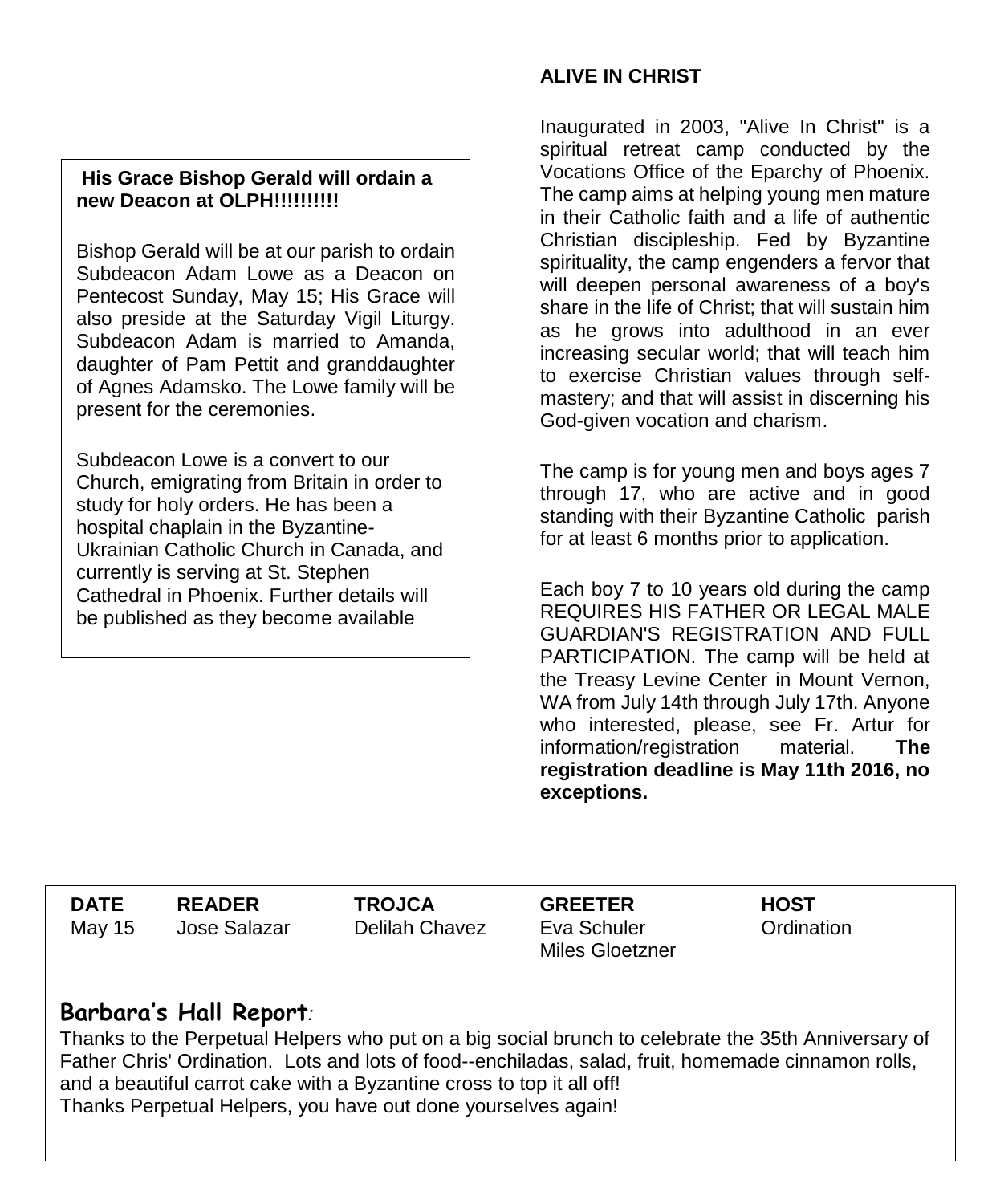**His Grace Bishop Gerald will ordain a new Deacon at OLPH!!!!!!!!!**

Bishop Gerald will be at our parish to ordain Subdeacon Adam Lowe as a Deacon on Pentecost Sunday, May 15; His Grace will also preside at the Saturday Vigil Liturgy. Subdeacon Adam is married to Amanda, daughter of Pam Pettit and granddaughter of Agnes Adamsko. The Lowe family will be present for the ceremonies.

Subdeacon Lowe is a convert to our Church, emigrating from Britain in order to study for holy orders. He has been a hospital chaplain in the Byzantine-Ukrainian Catholic Church in Canada, and currently is serving at St. Stephen Cathedral in Phoenix. Further details will be published as they become available

**ALIVE IN CHRIST**

Inaugurated in 2003, "Alive In Christ" is a spiritual retreat camp conducted by the Vocations Office of the Eparchy of Phoenix. The camp aims at helping young men mature in their Catholic faith and a life of authentic Christian discipleship. Fed by Byzantine spirituality, the camp engenders a fervor that will deepen personal awareness of a boy's share in the life of Christ; that will sustain him as he grows into adulthood in an ever increasing secular world; that will teach him to exercise Christian values through self-mastery; and that will assist in discerning his God-given vocation and charism.

The camp is for young men and boys ages 7 through 17, who are active and in good standing with their Byzantine Catholic parish for at least 6 months prior to application.

Each boy 7 to 10 years old during the camp REQUIRES HIS FATHER OR LEGAL MALE GUARDIAN'S REGISTRATION AND FULL PARTICIPATION. The camp will be held at the Treasy Levine Center in Mount Vernon, WA from July 14th through July 17th. Anyone who interested, please, see Fr. Artur for information/registration material. **The registration deadline is May 11th 2016, no exceptions.**

| DATE | READER | TROJCA | GREETER | HOST |
|---|---|---|---|---|
| May 15 | Jose Salazar | Delilah Chavez | Eva Schuler<br>Miles Gloetzner | Ordination |

## Barbara's Hall Report:

Thanks to the Perpetual Helpers who put on a big social brunch to celebrate the 35th Anniversary of Father Chris' Ordination. Lots and lots of food--enchiladas, salad, fruit, homemade cinnamon rolls, and a beautiful carrot cake with a Byzantine cross to top it all off!
Thanks Perpetual Helpers, you have out done yourselves again!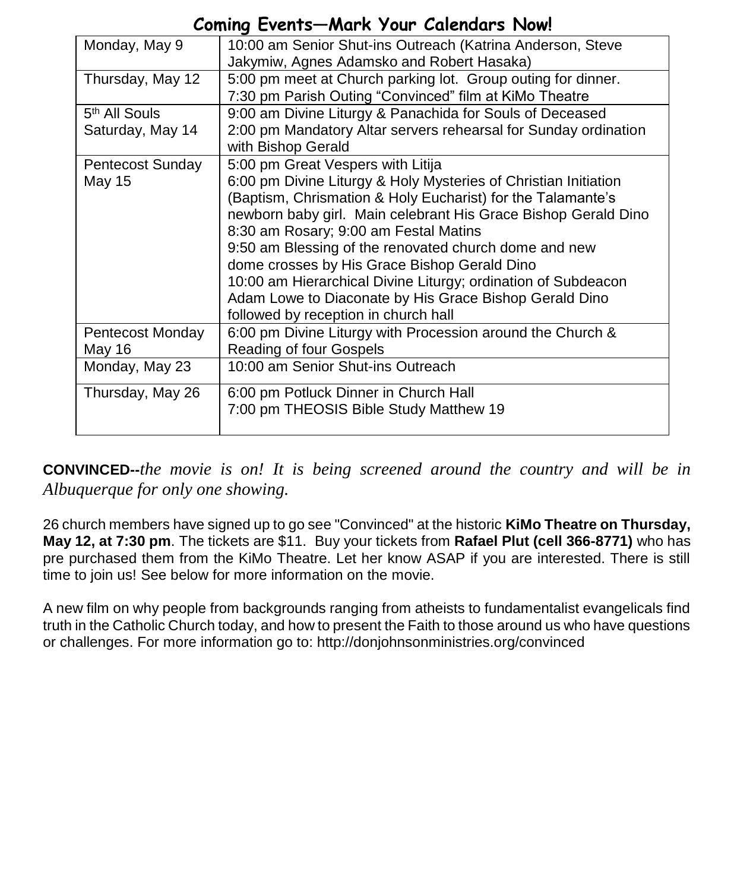## Coming Events—Mark Your Calendars Now!

| | |
|---|---|
| Monday, May 9 | 10:00 am Senior Shut-ins Outreach (Katrina Anderson, Steve Jakymiw, Agnes Adamsko and Robert Hasaka) |
| Thursday, May 12 | 5:00 pm meet at Church parking lot. Group outing for dinner.<br>7:30 pm Parish Outing "Convinced" film at KiMo Theatre |
| 5th All Souls<br>Saturday, May 14 | 9:00 am Divine Liturgy & Panachida for Souls of Deceased<br>2:00 pm Mandatory Altar servers rehearsal for Sunday ordination with Bishop Gerald |
| Pentecost Sunday<br>May 15 | 5:00 pm Great Vespers with Litija<br>6:00 pm Divine Liturgy & Holy Mysteries of Christian Initiation (Baptism, Chrismation & Holy Eucharist) for the Talamante's newborn baby girl. Main celebrant His Grace Bishop Gerald Dino<br>8:30 am Rosary; 9:00 am Festal Matins<br>9:50 am Blessing of the renovated church dome and new dome crosses by His Grace Bishop Gerald Dino<br>10:00 am Hierarchical Divine Liturgy; ordination of Subdeacon Adam Lowe to Diaconate by His Grace Bishop Gerald Dino followed by reception in church hall |
| Pentecost Monday<br>May 16 | 6:00 pm Divine Liturgy with Procession around the Church & Reading of four Gospels |
| Monday, May 23 | 10:00 am Senior Shut-ins Outreach |
| Thursday, May 26 | 6:00 pm Potluck Dinner in Church Hall<br>7:00 pm THEOSIS Bible Study Matthew 19 |

**CONVINCED--***the movie is on! It is being screened around the country and will be in Albuquerque for only one showing.*

26 church members have signed up to go see "Convinced" at the historic **KiMo Theatre on Thursday, May 12, at 7:30 pm**. The tickets are $11. Buy your tickets from **Rafael Plut (cell 366-8771)** who has pre purchased them from the KiMo Theatre. Let her know ASAP if you are interested. There is still time to join us! See below for more information on the movie.

A new film on why people from backgrounds ranging from atheists to fundamentalist evangelicals find truth in the Catholic Church today, and how to present the Faith to those around us who have questions or challenges. For more information go to: http://donjohnsonministries.org/convinced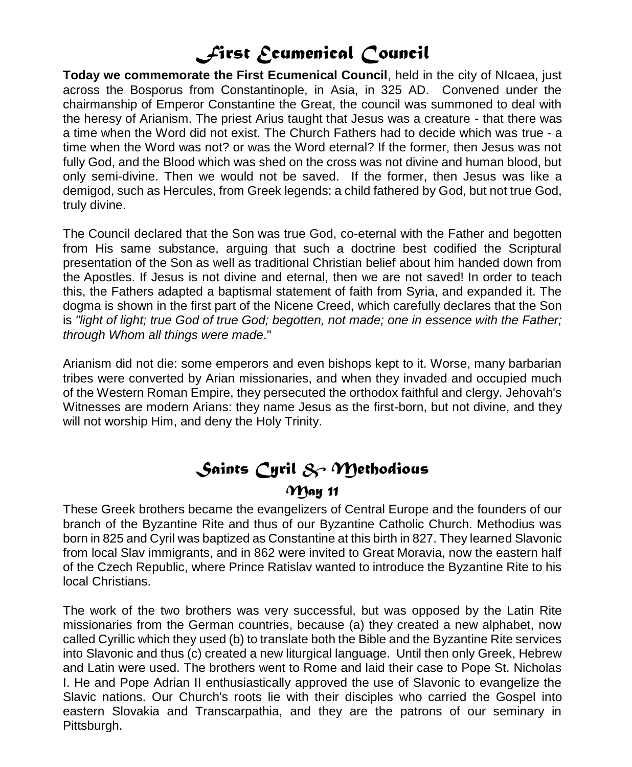# First Ecumenical Council

**Today we commemorate the First Ecumenical Council**, held in the city of NIcaea, just across the Bosporus from Constantinople, in Asia, in 325 AD. Convened under the chairmanship of Emperor Constantine the Great, the council was summoned to deal with the heresy of Arianism. The priest Arius taught that Jesus was a creature - that there was a time when the Word did not exist. The Church Fathers had to decide which was true - a time when the Word was not? or was the Word eternal? If the former, then Jesus was not fully God, and the Blood which was shed on the cross was not divine and human blood, but only semi-divine. Then we would not be saved. If the former, then Jesus was like a demigod, such as Hercules, from Greek legends: a child fathered by God, but not true God, truly divine.

The Council declared that the Son was true God, co-eternal with the Father and begotten from His same substance, arguing that such a doctrine best codified the Scriptural presentation of the Son as well as traditional Christian belief about him handed down from the Apostles. If Jesus is not divine and eternal, then we are not saved! In order to teach this, the Fathers adapted a baptismal statement of faith from Syria, and expanded it. The dogma is shown in the first part of the Nicene Creed, which carefully declares that the Son is *"light of light; true God of true God; begotten, not made; one in essence with the Father; through Whom all things were made*."

Arianism did not die: some emperors and even bishops kept to it. Worse, many barbarian tribes were converted by Arian missionaries, and when they invaded and occupied much of the Western Roman Empire, they persecuted the orthodox faithful and clergy. Jehovah's Witnesses are modern Arians: they name Jesus as the first-born, but not divine, and they will not worship Him, and deny the Holy Trinity.

# Saints Cyril & Methodious

## May 11

These Greek brothers became the evangelizers of Central Europe and the founders of our branch of the Byzantine Rite and thus of our Byzantine Catholic Church. Methodius was born in 825 and Cyril was baptized as Constantine at this birth in 827. They learned Slavonic from local Slav immigrants, and in 862 were invited to Great Moravia, now the eastern half of the Czech Republic, where Prince Ratislav wanted to introduce the Byzantine Rite to his local Christians.

The work of the two brothers was very successful, but was opposed by the Latin Rite missionaries from the German countries, because (a) they created a new alphabet, now called Cyrillic which they used (b) to translate both the Bible and the Byzantine Rite services into Slavonic and thus (c) created a new liturgical language. Until then only Greek, Hebrew and Latin were used. The brothers went to Rome and laid their case to Pope St. Nicholas I. He and Pope Adrian II enthusiastically approved the use of Slavonic to evangelize the Slavic nations. Our Church's roots lie with their disciples who carried the Gospel into eastern Slovakia and Transcarpathia, and they are the patrons of our seminary in Pittsburgh.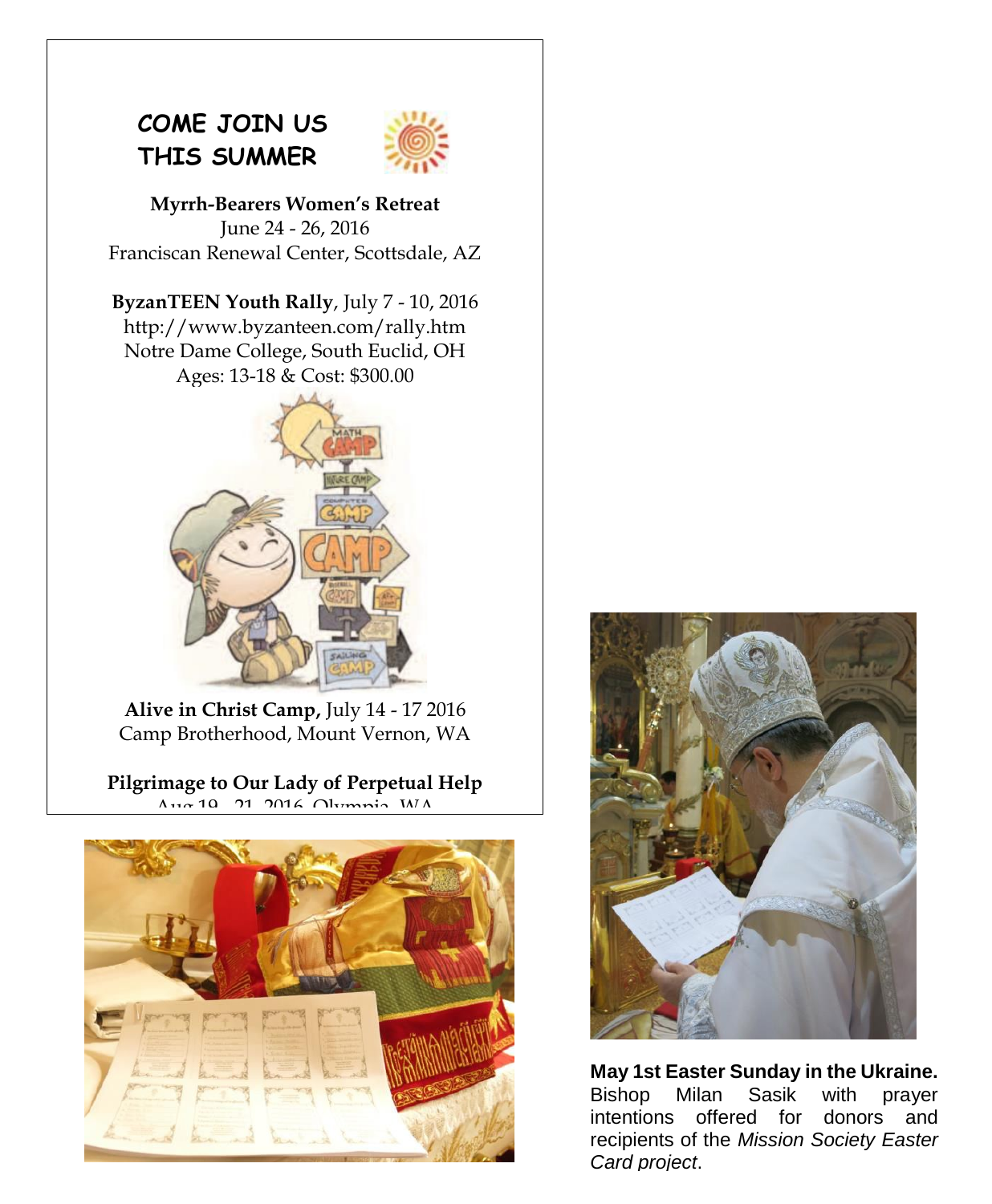## COME JOIN US THIS SUMMER

**Myrrh-Bearers Women's Retreat**
June 24 - 26, 2016
Franciscan Renewal Center, Scottsdale, AZ

**ByzanTEEN Youth Rally**, July 7 - 10, 2016
http://www.byzanteen.com/rally.htm
Notre Dame College, South Euclid, OH
Ages: 13-18 & Cost: $300.00

**Alive in Christ Camp,** July 14 - 17 2016
Camp Brotherhood, Mount Vernon, WA

**Pilgrimage to Our Lady of Perpetual Help**
Aug 19 - 21, 2016, Olympia, WA

**May 1st Easter Sunday in the Ukraine.** Bishop Milan Sasik with prayer intentions offered for donors and recipients of the *Mission Society Easter Card project*.